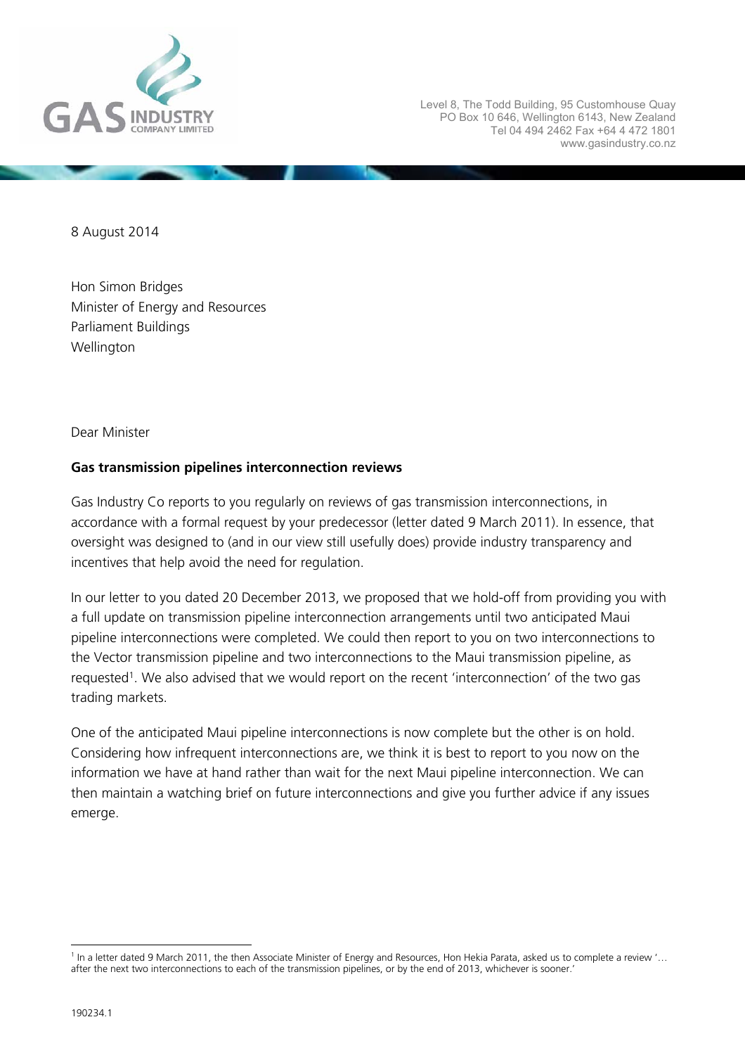Level 8, The Todd Building, 95 Customhouse Quay
PO Box 10 646, Wellington 6143, New Zealand
Tel 04 494 2462 Fax +64 4 472 1801
www.gasindustry.co.nz

8 August 2014

Hon Simon Bridges
Minister of Energy and Resources
Parliament Buildings
Wellington

Dear Minister

**Gas transmission pipelines interconnection reviews**

Gas Industry Co reports to you regularly on reviews of gas transmission interconnections, in accordance with a formal request by your predecessor (letter dated 9 March 2011). In essence, that oversight was designed to (and in our view still usefully does) provide industry transparency and incentives that help avoid the need for regulation.

In our letter to you dated 20 December 2013, we proposed that we hold-off from providing you with a full update on transmission pipeline interconnection arrangements until two anticipated Maui pipeline interconnections were completed. We could then report to you on two interconnections to the Vector transmission pipeline and two interconnections to the Maui transmission pipeline, as requested[1]. We also advised that we would report on the recent 'interconnection' of the two gas trading markets.

One of the anticipated Maui pipeline interconnections is now complete but the other is on hold. Considering how infrequent interconnections are, we think it is best to report to you now on the information we have at hand rather than wait for the next Maui pipeline interconnection. We can then maintain a watching brief on future interconnections and give you further advice if any issues emerge.

[1] In a letter dated 9 March 2011, the then Associate Minister of Energy and Resources, Hon Hekia Parata, asked us to complete a review '… after the next two interconnections to each of the transmission pipelines, or by the end of 2013, whichever is sooner.'

190234.1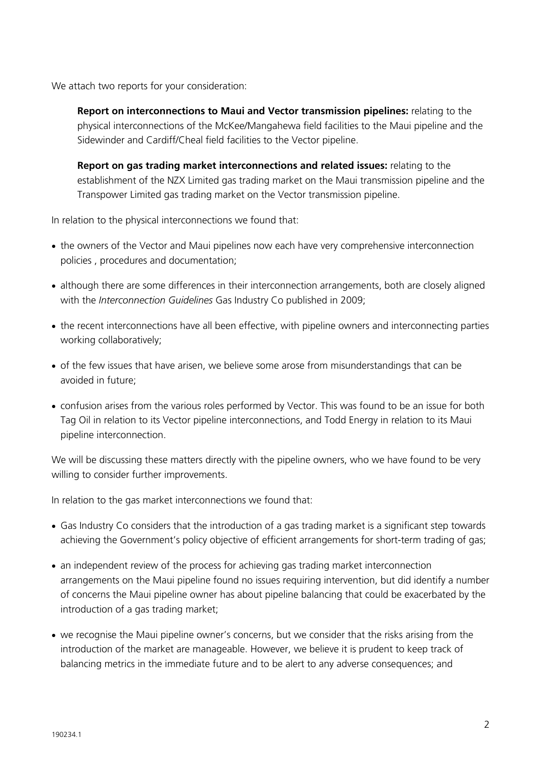We attach two reports for your consideration:

**Report on interconnections to Maui and Vector transmission pipelines:** relating to the physical interconnections of the McKee/Mangahewa field facilities to the Maui pipeline and the Sidewinder and Cardiff/Cheal field facilities to the Vector pipeline.

**Report on gas trading market interconnections and related issues:** relating to the establishment of the NZX Limited gas trading market on the Maui transmission pipeline and the Transpower Limited gas trading market on the Vector transmission pipeline.

In relation to the physical interconnections we found that:

- the owners of the Vector and Maui pipelines now each have very comprehensive interconnection policies , procedures and documentation;
- although there are some differences in their interconnection arrangements, both are closely aligned with the *Interconnection Guidelines* Gas Industry Co published in 2009;
- the recent interconnections have all been effective, with pipeline owners and interconnecting parties working collaboratively;
- of the few issues that have arisen, we believe some arose from misunderstandings that can be avoided in future;
- confusion arises from the various roles performed by Vector. This was found to be an issue for both Tag Oil in relation to its Vector pipeline interconnections, and Todd Energy in relation to its Maui pipeline interconnection.

We will be discussing these matters directly with the pipeline owners, who we have found to be very willing to consider further improvements.

In relation to the gas market interconnections we found that:

- Gas Industry Co considers that the introduction of a gas trading market is a significant step towards achieving the Government's policy objective of efficient arrangements for short-term trading of gas;
- an independent review of the process for achieving gas trading market interconnection arrangements on the Maui pipeline found no issues requiring intervention, but did identify a number of concerns the Maui pipeline owner has about pipeline balancing that could be exacerbated by the introduction of a gas trading market;
- we recognise the Maui pipeline owner's concerns, but we consider that the risks arising from the introduction of the market are manageable. However, we believe it is prudent to keep track of balancing metrics in the immediate future and to be alert to any adverse consequences; and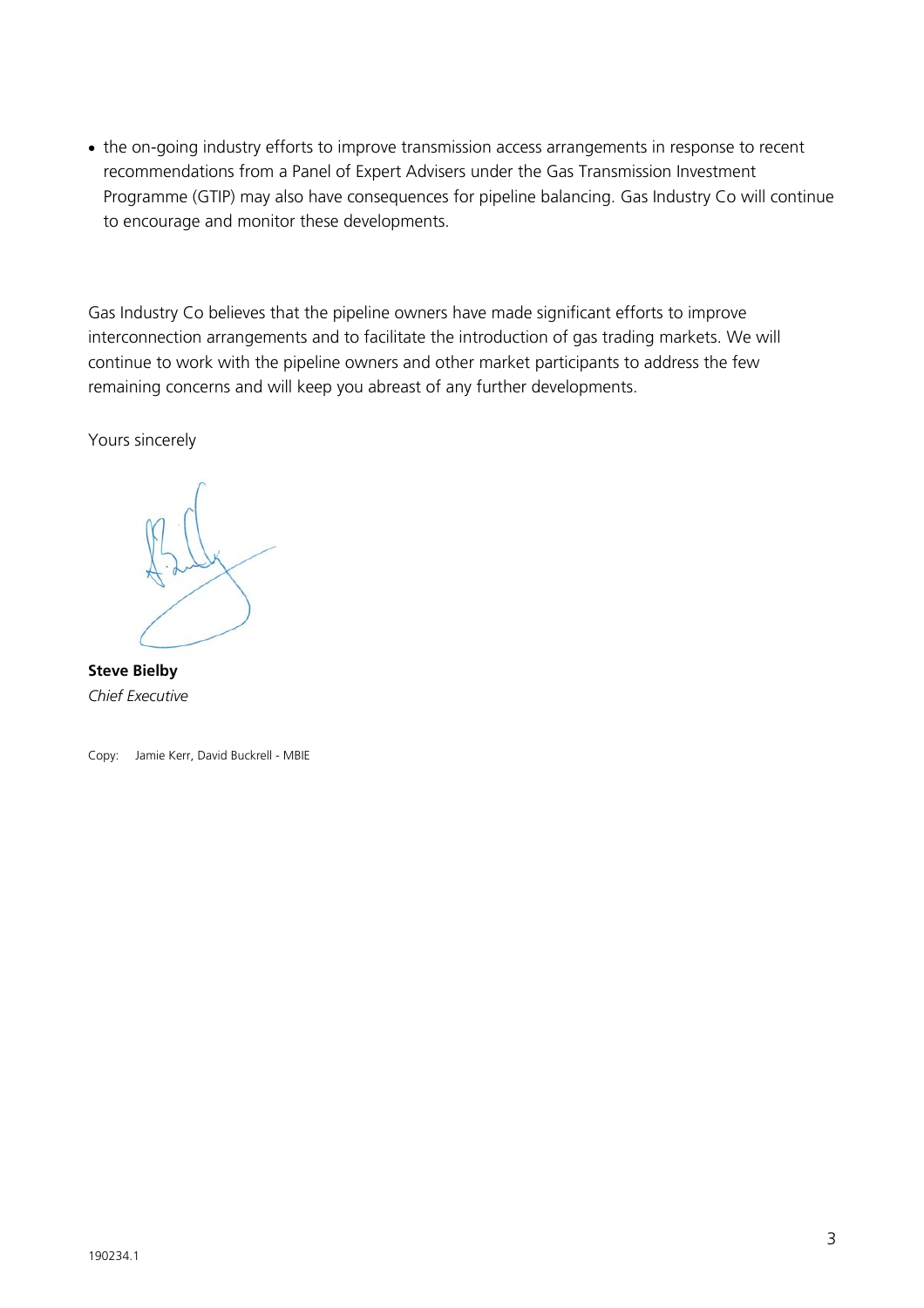- the on-going industry efforts to improve transmission access arrangements in response to recent recommendations from a Panel of Expert Advisers under the Gas Transmission Investment Programme (GTIP) may also have consequences for pipeline balancing. Gas Industry Co will continue to encourage and monitor these developments.

Gas Industry Co believes that the pipeline owners have made significant efforts to improve interconnection arrangements and to facilitate the introduction of gas trading markets. We will continue to work with the pipeline owners and other market participants to address the few remaining concerns and will keep you abreast of any further developments.

Yours sincerely

**Steve Bielby**
*Chief Executive*

Copy: Jamie Kerr, David Buckrell - MBIE

190234.1